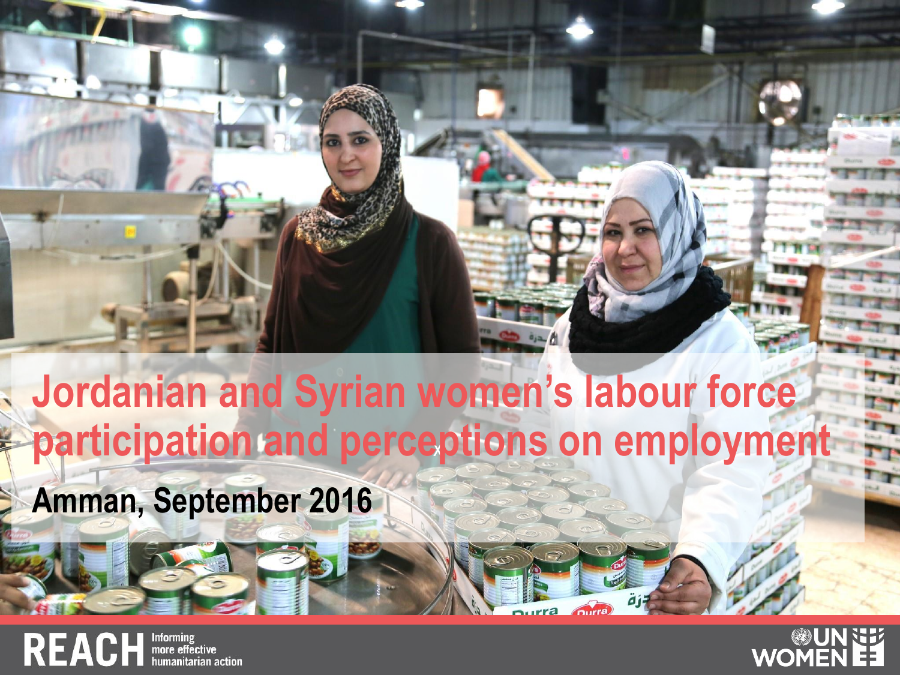# Jordanian and Syrian women's labour force participation and perceptions on employment

**Amman, September 2016**

REACH Informing more effective humanitarian action

UN WOMEN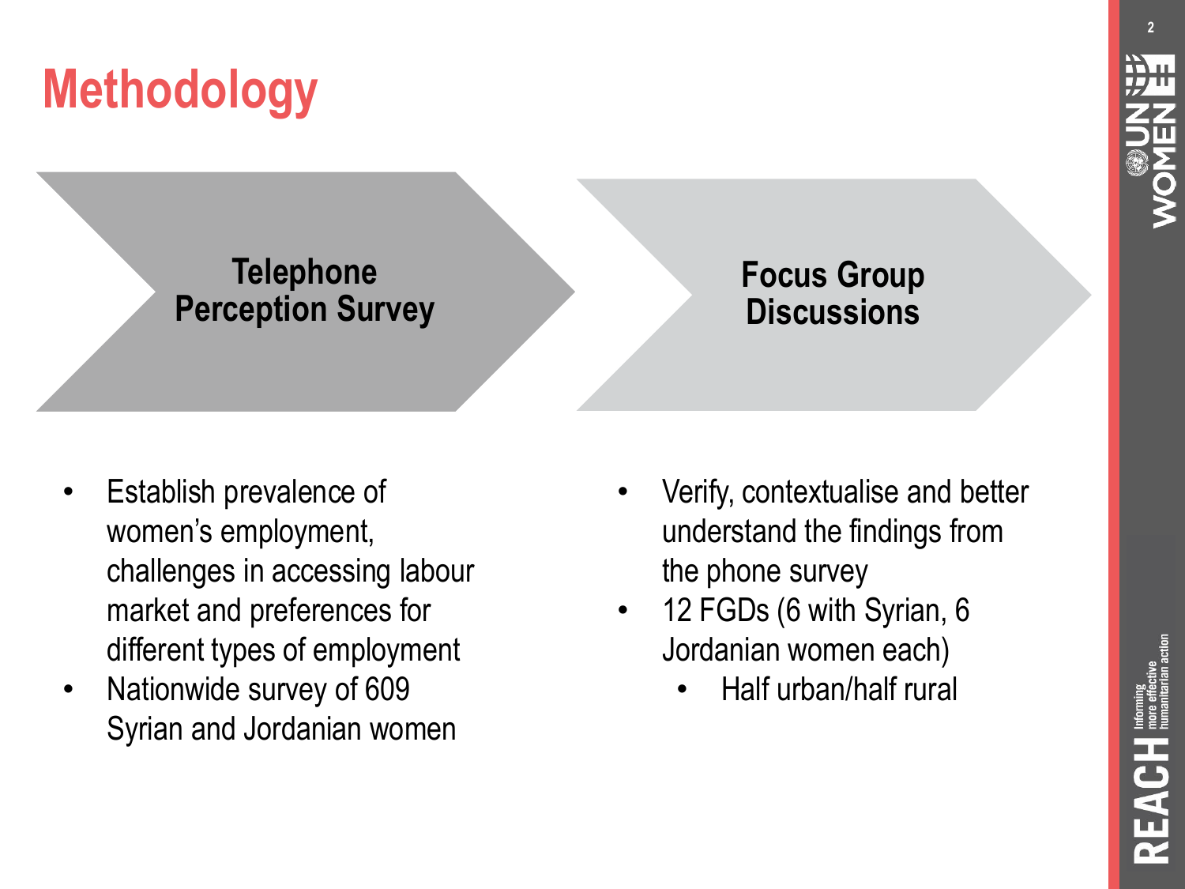# Methodology

## Telephone Perception Survey

- Establish prevalence of women's employment, challenges in accessing labour market and preferences for different types of employment
- Nationwide survey of 609 Syrian and Jordanian women

## Focus Group Discussions

- Verify, contextualise and better understand the findings from the phone survey
- 12 FGDs (6 with Syrian, 6 Jordanian women each)
  - Half urban/half rural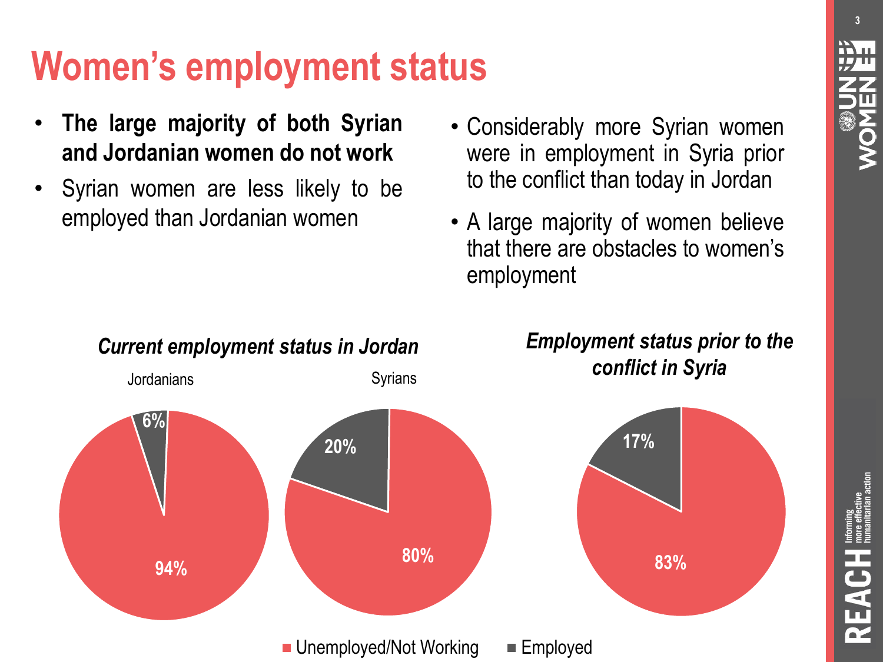# Women's employment status

- **The large majority of both Syrian and Jordanian women do not work**
- Syrian women are less likely to be employed than Jordanian women
- Considerably more Syrian women were in employment in Syria prior to the conflict than today in Jordan
- A large majority of women believe that there are obstacles to women's employment

***Current employment status in Jordan***

| | Unemployed/Not Working | Employed |
|---|---|---|
| Jordanians | 94% | 6% |
| Syrians | 80% | 20% |

***Employment status prior to the conflict in Syria***

| Unemployed/Not Working | Employed |
|---|---|
| 83% | 17% |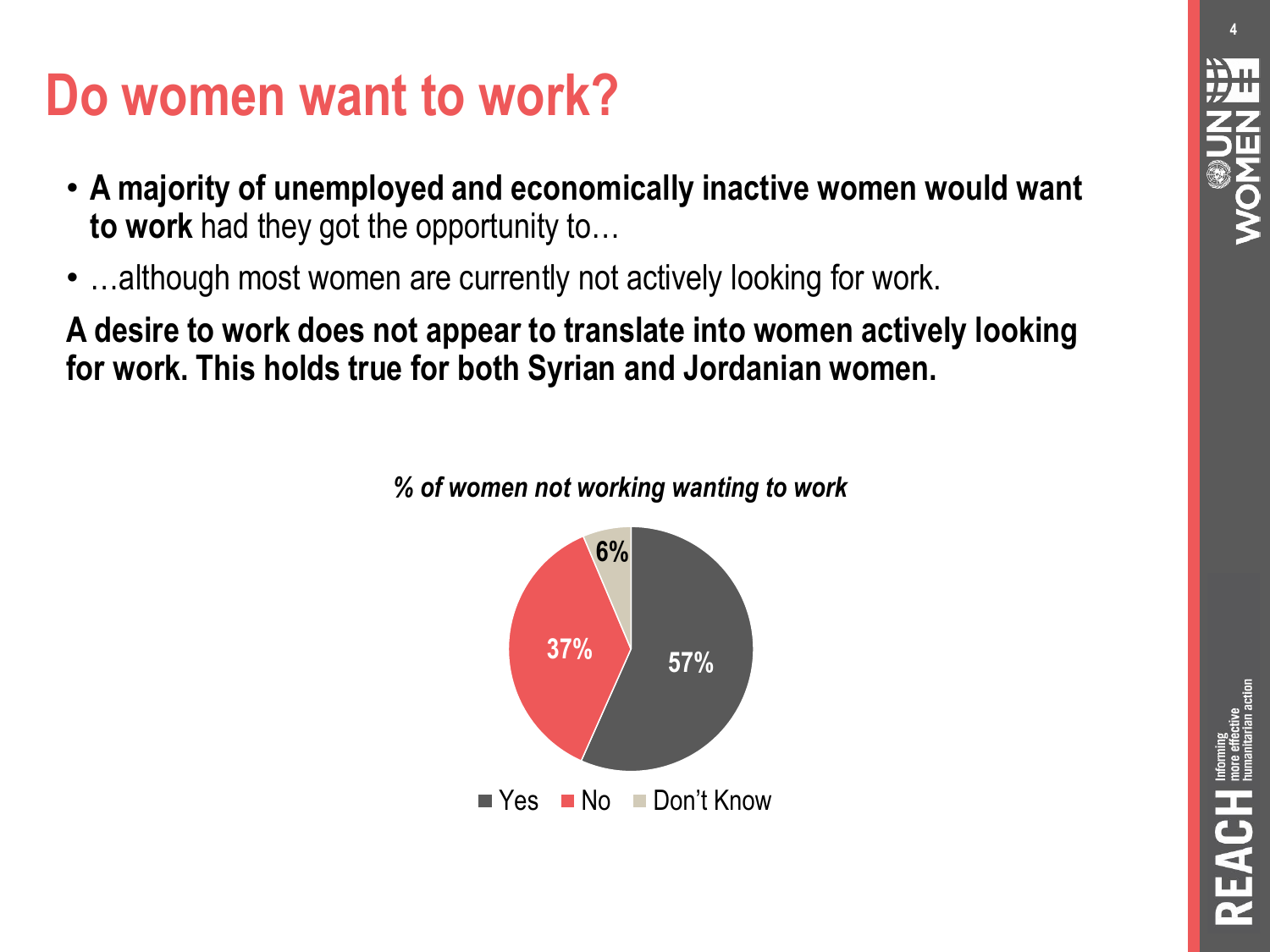# Do women want to work?

- **A majority of unemployed and economically inactive women would want to work** had they got the opportunity to…
- …although most women are currently not actively looking for work.

**A desire to work does not appear to translate into women actively looking for work. This holds true for both Syrian and Jordanian women.**

***% of women not working wanting to work***

| Response | % |
|---|---|
| Yes | 57% |
| No | 37% |
| Don't Know | 6% |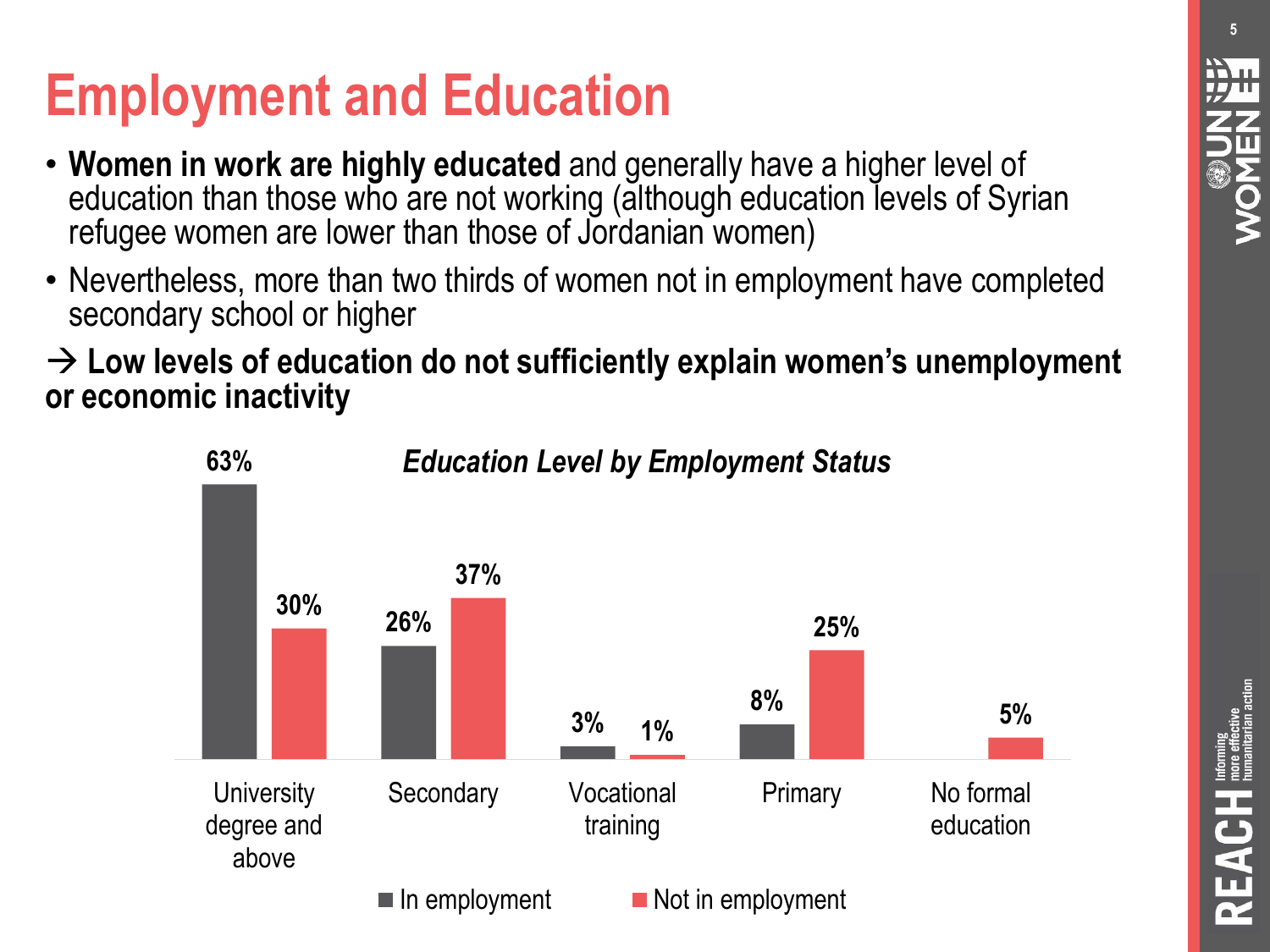# Employment and Education

- **Women in work are highly educated** and generally have a higher level of education than those who are not working (although education levels of Syrian refugee women are lower than those of Jordanian women)
- Nevertheless, more than two thirds of women not in employment have completed secondary school or higher

→ **Low levels of education do not sufficiently explain women's unemployment or economic inactivity**

*Education Level by Employment Status*

| | In employment | Not in employment |
|---|---|---|
| University degree and above | 63% | 30% |
| Secondary | 26% | 37% |
| Vocational training | 3% | 1% |
| Primary | 8% | 25% |
| No formal education | | 5% |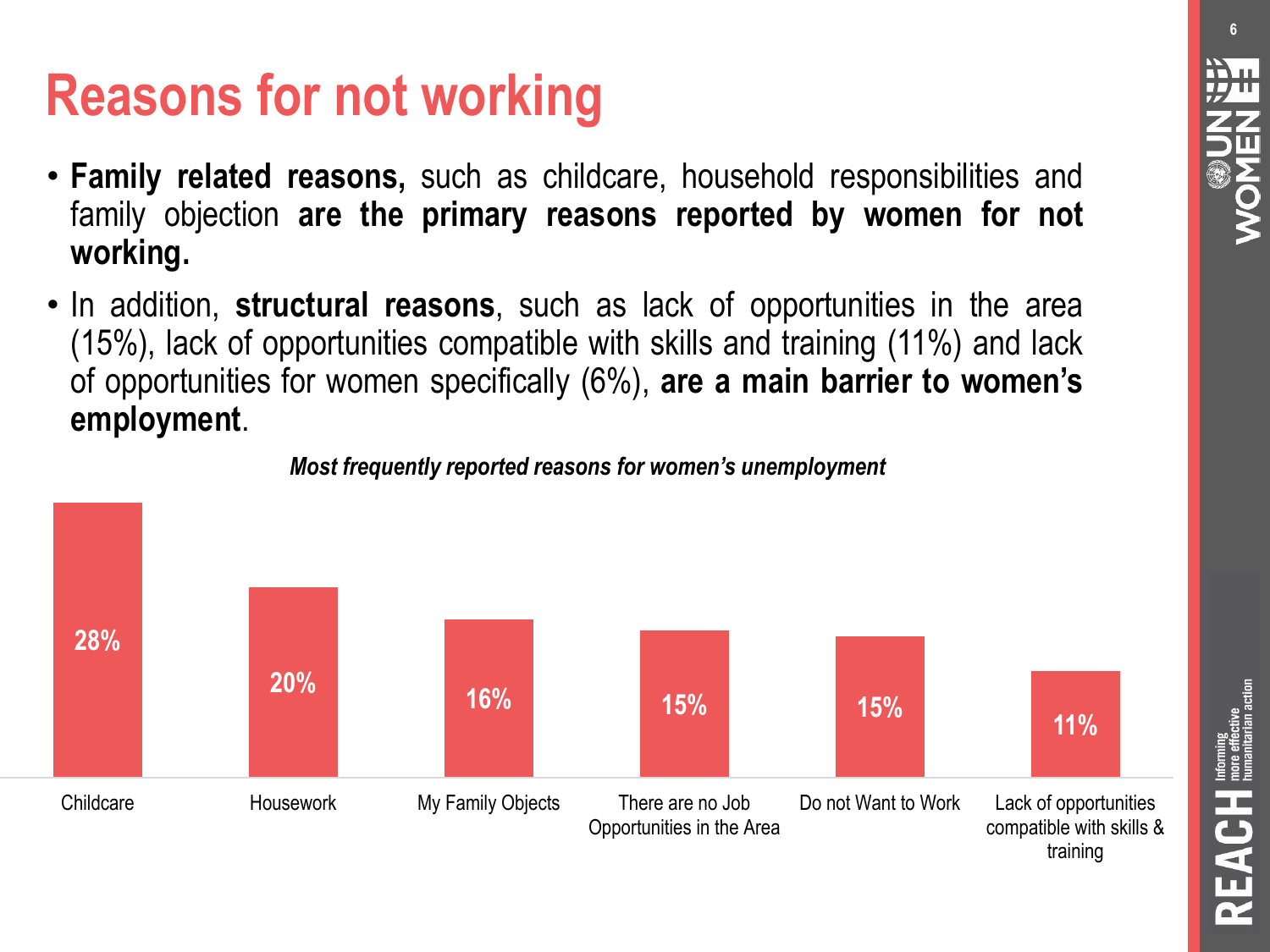# Reasons for not working

- **Family related reasons,** such as childcare, household responsibilities and family objection **are the primary reasons reported by women for not working.**
- In addition, **structural reasons**, such as lack of opportunities in the area (15%), lack of opportunities compatible with skills and training (11%) and lack of opportunities for women specifically (6%), **are a main barrier to women's employment**.

***Most frequently reported reasons for women's unemployment***

| Reason | Percentage |
|---|---|
| Childcare | 28% |
| Housework | 20% |
| My Family Objects | 16% |
| There are no Job Opportunities in the Area | 15% |
| Do not Want to Work | 15% |
| Lack of opportunities compatible with skills & training | 11% |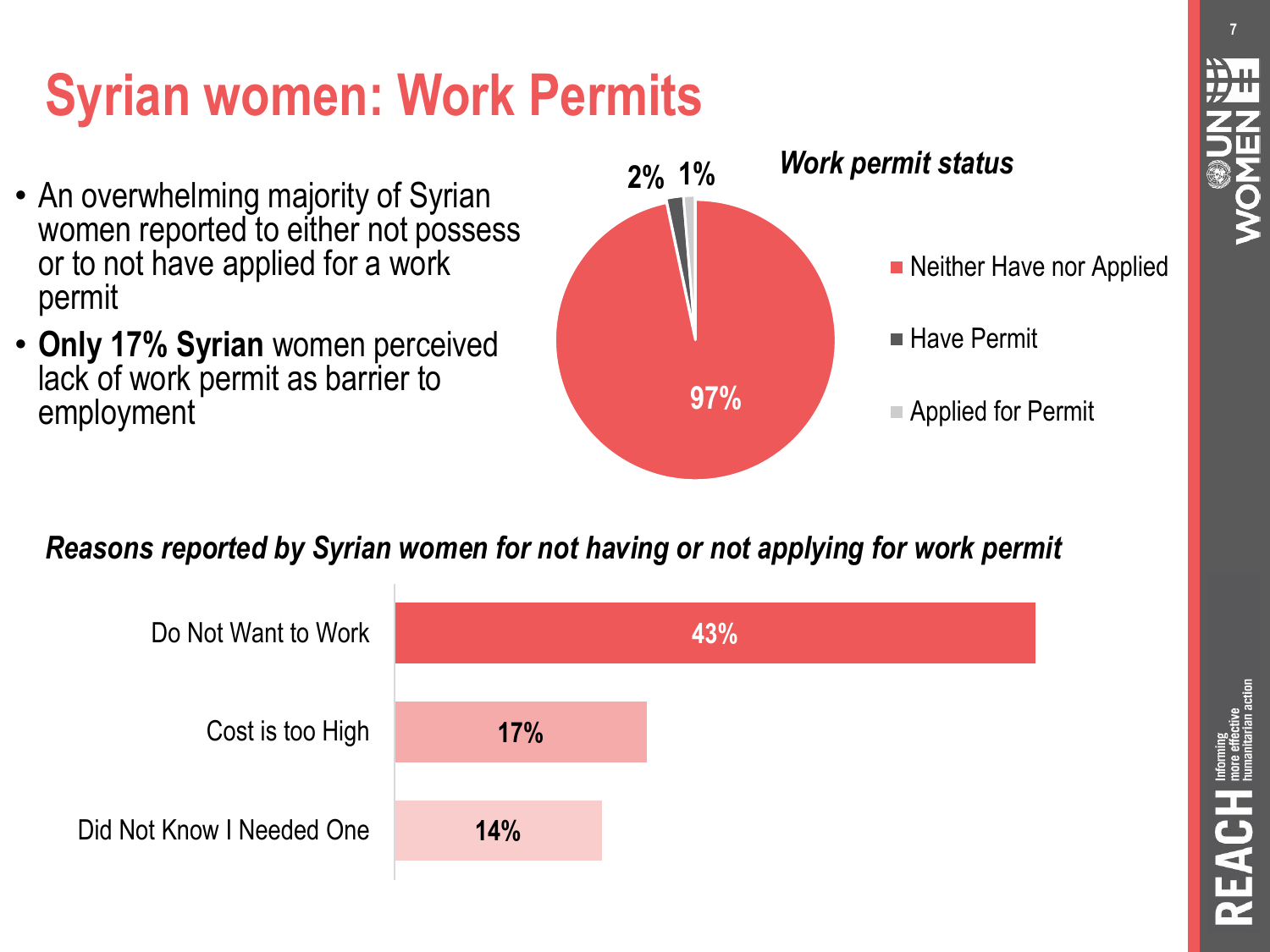# Syrian women: Work Permits

- An overwhelming majority of Syrian women reported to either not possess or to not have applied for a work permit
- **Only 17% Syrian** women perceived lack of work permit as barrier to employment

***Work permit status***

| Status | % |
|---|---|
| Neither Have nor Applied | 97% |
| Have Permit | 2% |
| Applied for Permit | 1% |

***Reasons reported by Syrian women for not having or not applying for work permit***

| Reason | % |
|---|---|
| Do Not Want to Work | 43% |
| Cost is too High | 17% |
| Did Not Know I Needed One | 14% |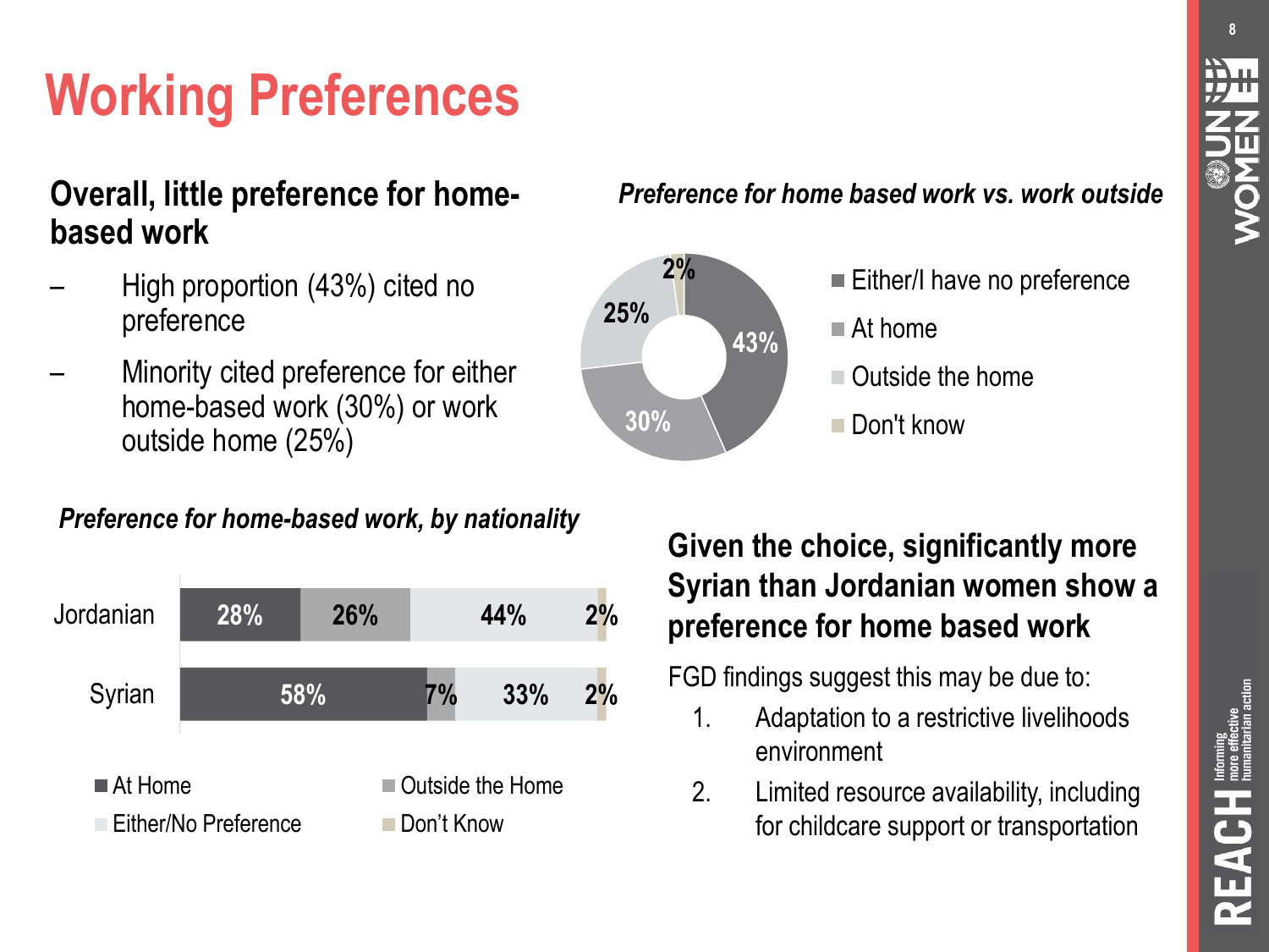# Working Preferences

## Overall, little preference for home-based work

- High proportion (43%) cited no preference
- Minority cited preference for either home-based work (30%) or work outside home (25%)

*Preference for home based work vs. work outside*

| Either/I have no preference | At home | Outside the home | Don't know |
|---|---|---|---|
| 43% | 30% | 25% | 2% |

*Preference for home-based work, by nationality*

| | At Home | Outside the Home | Either/No Preference | Don't Know |
|---|---|---|---|---|
| Jordanian | 28% | 26% | 44% | 2% |
| Syrian | 58% | 7% | 33% | 2% |

## Given the choice, significantly more Syrian than Jordanian women show a preference for home based work

FGD findings suggest this may be due to:

1. Adaptation to a restrictive livelihoods environment
2. Limited resource availability, including for childcare support or transportation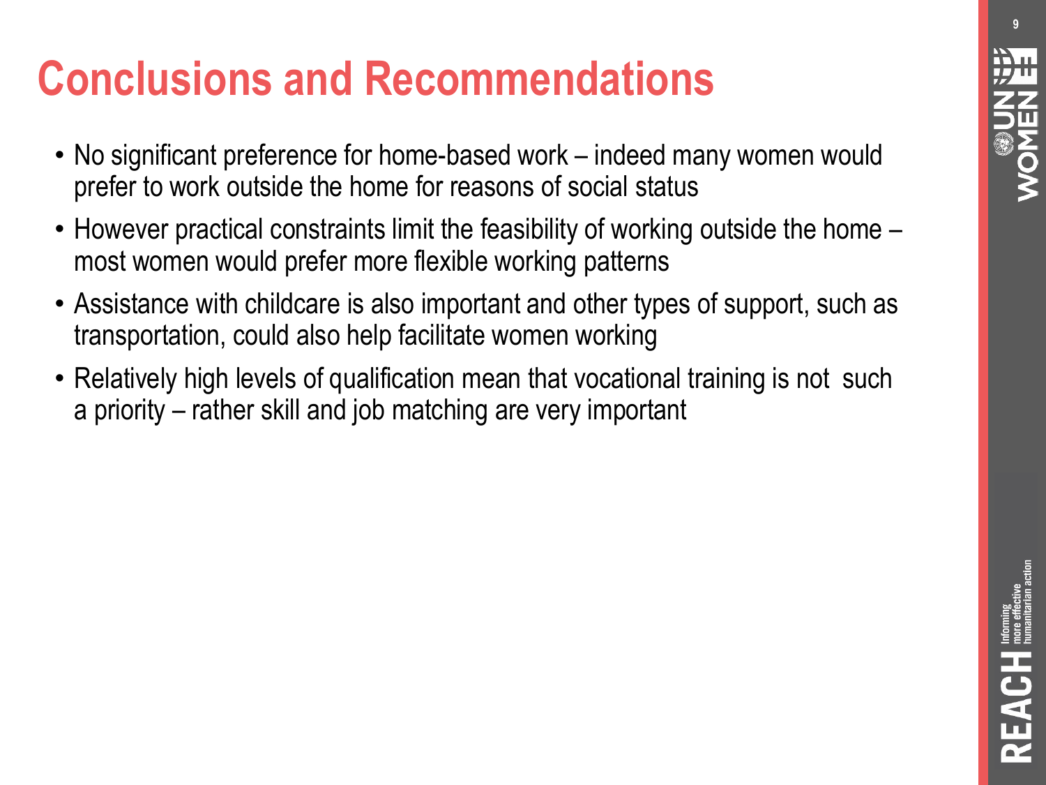# Conclusions and Recommendations

- No significant preference for home-based work – indeed many women would prefer to work outside the home for reasons of social status
- However practical constraints limit the feasibility of working outside the home – most women would prefer more flexible working patterns
- Assistance with childcare is also important and other types of support, such as transportation, could also help facilitate women working
- Relatively high levels of qualification mean that vocational training is not such a priority – rather skill and job matching are very important